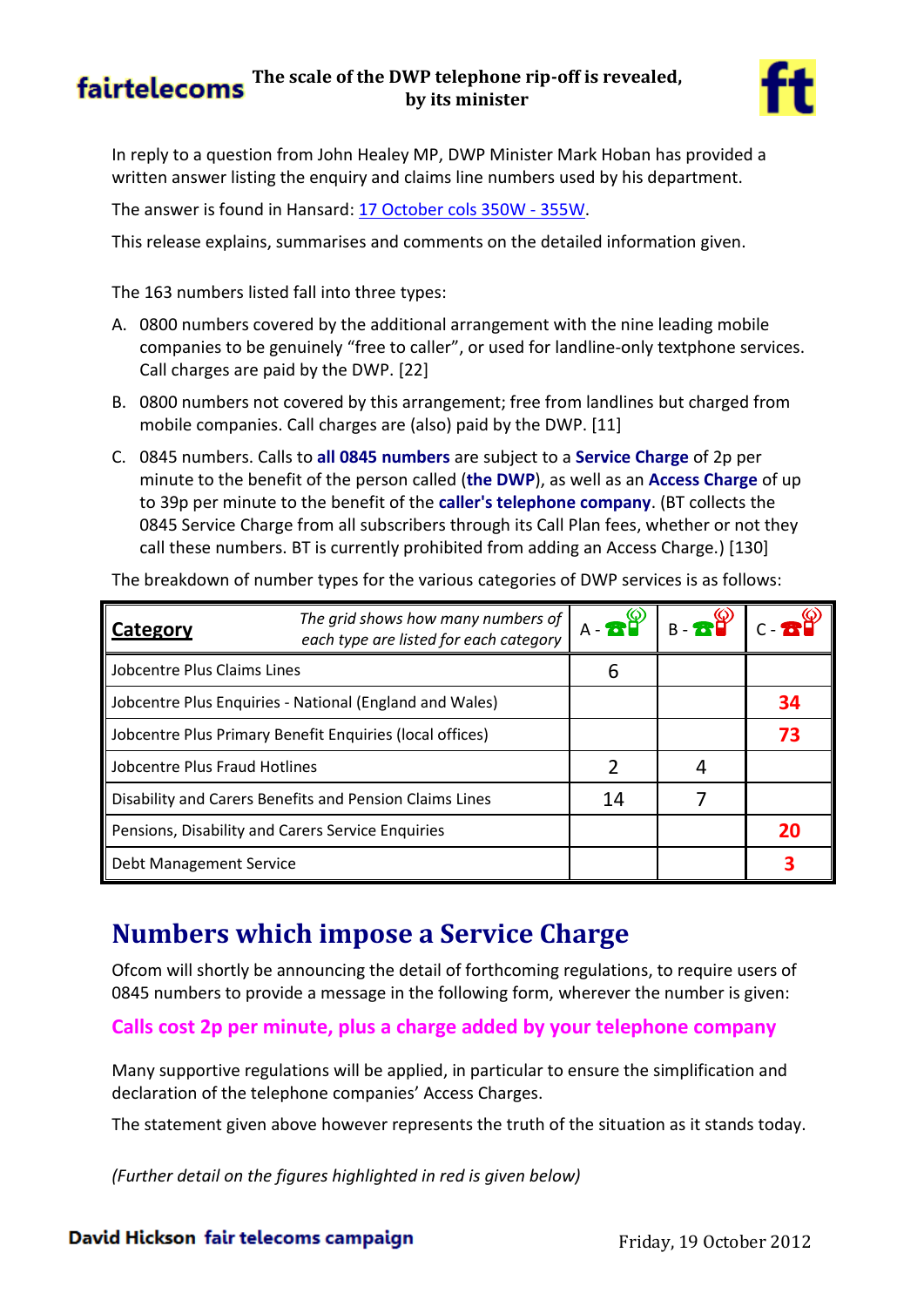# The scale of the DWP telephone rip-off is revealed, by its minister

In reply to a question from John Healey MP, DWP Minister Mark Hoban has provided a written answer listing the enquiry and claims line numbers used by his department.

The answer is found in Hansard: [17 October cols 350W - 355W](#).

This release explains, summarises and comments on the detailed information given.

The 163 numbers listed fall into three types:

A. 0800 numbers covered by the additional arrangement with the nine leading mobile companies to be genuinely "free to caller", or used for landline-only textphone services. Call charges are paid by the DWP. [22]

B. 0800 numbers not covered by this arrangement; free from landlines but charged from mobile companies. Call charges are (also) paid by the DWP. [11]

C. 0845 numbers. Calls to **all 0845 numbers** are subject to a **Service Charge** of 2p per minute to the benefit of the person called (**the DWP**), as well as an **Access Charge** of up to 39p per minute to the benefit of the **caller's telephone company**. (BT collects the 0845 Service Charge from all subscribers through its Call Plan fees, whether or not they call these numbers. BT is currently prohibited from adding an Access Charge.) [130]

The breakdown of number types for the various categories of DWP services is as follows:

| **Category** *The grid shows how many numbers of each type are listed for each category* | A | B | C |
|---|---|---|---|
| Jobcentre Plus Claims Lines | 6 | | |
| Jobcentre Plus Enquiries - National (England and Wales) | | | **34** |
| Jobcentre Plus Primary Benefit Enquiries (local offices) | | | **73** |
| Jobcentre Plus Fraud Hotlines | 2 | 4 | |
| Disability and Carers Benefits and Pension Claims Lines | 14 | 7 | |
| Pensions, Disability and Carers Service Enquiries | | | **20** |
| Debt Management Service | | | **3** |

## Numbers which impose a Service Charge

Ofcom will shortly be announcing the detail of forthcoming regulations, to require users of 0845 numbers to provide a message in the following form, wherever the number is given:

**Calls cost 2p per minute, plus a charge added by your telephone company**

Many supportive regulations will be applied, in particular to ensure the simplification and declaration of the telephone companies' Access Charges.

The statement given above however represents the truth of the situation as it stands today.

*(Further detail on the figures highlighted in red is given below)*

David Hickson fair telecoms campaign

Friday, 19 October 2012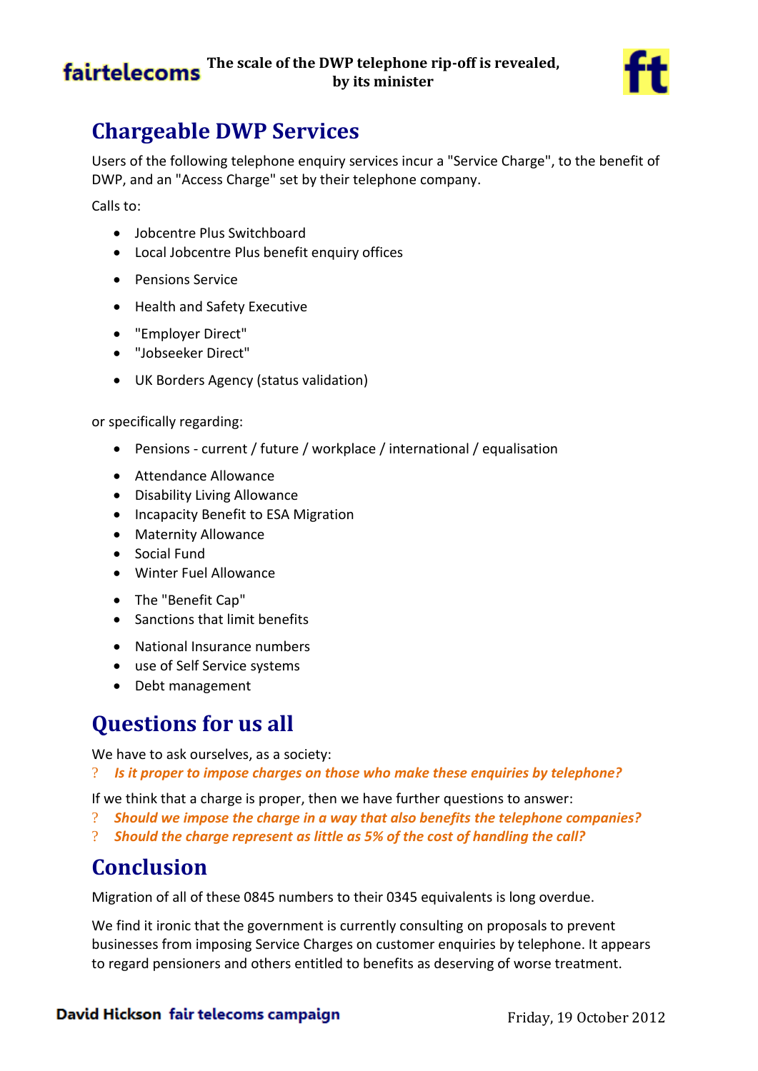## Chargeable DWP Services

Users of the following telephone enquiry services incur a "Service Charge", to the benefit of DWP, and an "Access Charge" set by their telephone company.

Calls to:

- Jobcentre Plus Switchboard
- Local Jobcentre Plus benefit enquiry offices
- Pensions Service
- Health and Safety Executive
- "Employer Direct"
- "Jobseeker Direct"
- UK Borders Agency (status validation)

or specifically regarding:

- Pensions - current / future / workplace / international / equalisation
- Attendance Allowance
- Disability Living Allowance
- Incapacity Benefit to ESA Migration
- Maternity Allowance
- Social Fund
- Winter Fuel Allowance
- The "Benefit Cap"
- Sanctions that limit benefits
- National Insurance numbers
- use of Self Service systems
- Debt management

## Questions for us all

We have to ask ourselves, as a society:

? ***Is it proper to impose charges on those who make these enquiries by telephone?***

If we think that a charge is proper, then we have further questions to answer:

? ***Should we impose the charge in a way that also benefits the telephone companies?***

? ***Should the charge represent as little as 5% of the cost of handling the call?***

## Conclusion

Migration of all of these 0845 numbers to their 0345 equivalents is long overdue.

We find it ironic that the government is currently consulting on proposals to prevent businesses from imposing Service Charges on customer enquiries by telephone. It appears to regard pensioners and others entitled to benefits as deserving of worse treatment.